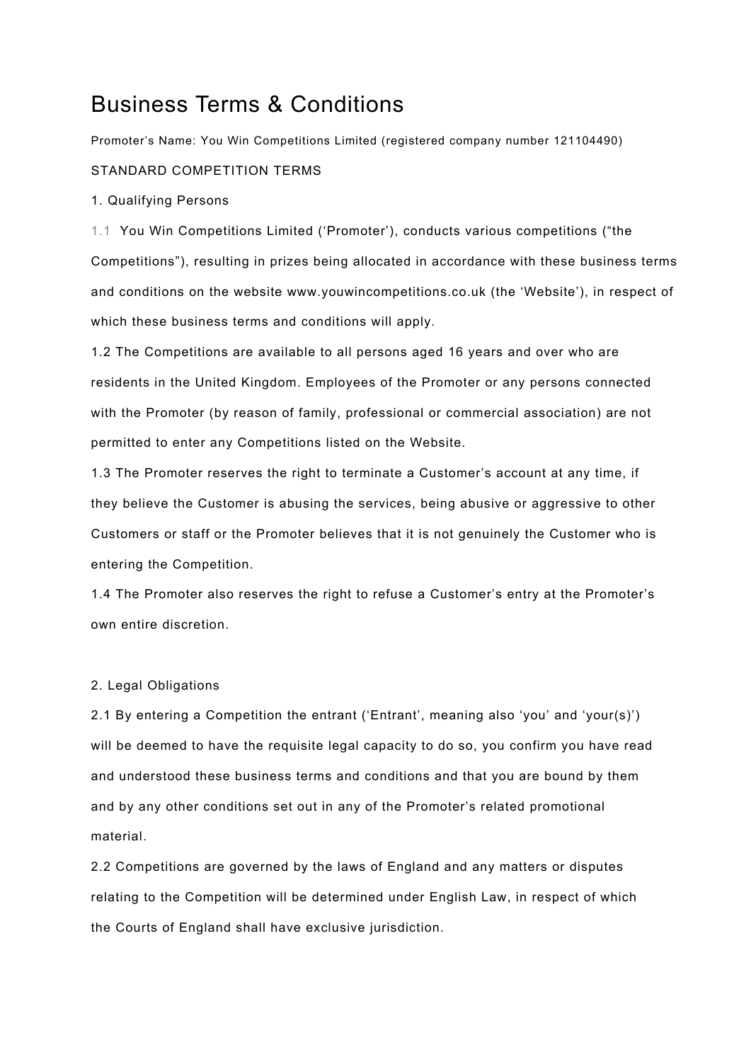# Business Terms & Conditions

Promoter's Name: You Win Competitions Limited (registered company number 121104490)

STANDARD COMPETITION TERMS

1. Qualifying Persons

1.1 You Win Competitions Limited ('Promoter'), conducts various competitions ("the Competitions"), resulting in prizes being allocated in accordance with these business terms and conditions on the website www.youwincompetitions.co.uk (the 'Website'), in respect of which these business terms and conditions will apply.

1.2 The Competitions are available to all persons aged 16 years and over who are residents in the United Kingdom. Employees of the Promoter or any persons connected with the Promoter (by reason of family, professional or commercial association) are not permitted to enter any Competitions listed on the Website.

1.3 The Promoter reserves the right to terminate a Customer's account at any time, if they believe the Customer is abusing the services, being abusive or aggressive to other Customers or staff or the Promoter believes that it is not genuinely the Customer who is entering the Competition.

1.4 The Promoter also reserves the right to refuse a Customer's entry at the Promoter's own entire discretion.

2. Legal Obligations

2.1 By entering a Competition the entrant ('Entrant', meaning also 'you' and 'your(s)') will be deemed to have the requisite legal capacity to do so, you confirm you have read and understood these business terms and conditions and that you are bound by them and by any other conditions set out in any of the Promoter's related promotional material.

2.2 Competitions are governed by the laws of England and any matters or disputes relating to the Competition will be determined under English Law, in respect of which the Courts of England shall have exclusive jurisdiction.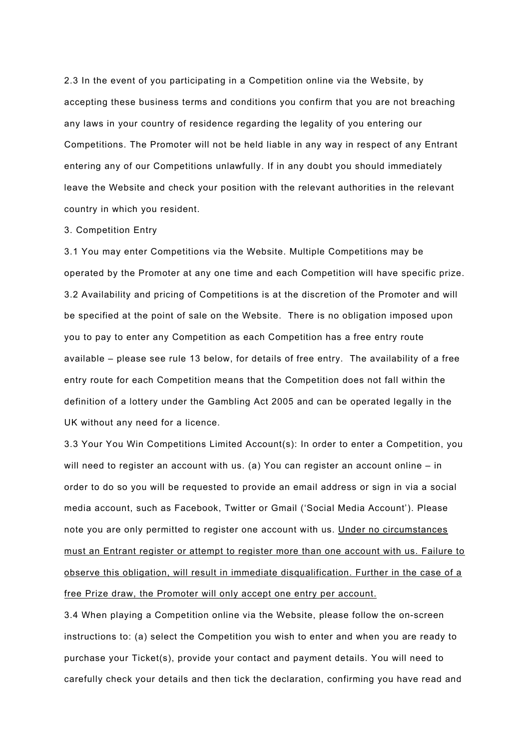2.3 In the event of you participating in a Competition online via the Website, by accepting these business terms and conditions you confirm that you are not breaching any laws in your country of residence regarding the legality of you entering our Competitions. The Promoter will not be held liable in any way in respect of any Entrant entering any of our Competitions unlawfully. If in any doubt you should immediately leave the Website and check your position with the relevant authorities in the relevant country in which you resident.

3. Competition Entry

3.1 You may enter Competitions via the Website. Multiple Competitions may be operated by the Promoter at any one time and each Competition will have specific prize.

3.2 Availability and pricing of Competitions is at the discretion of the Promoter and will be specified at the point of sale on the Website. There is no obligation imposed upon you to pay to enter any Competition as each Competition has a free entry route available – please see rule 13 below, for details of free entry. The availability of a free entry route for each Competition means that the Competition does not fall within the definition of a lottery under the Gambling Act 2005 and can be operated legally in the UK without any need for a licence.

3.3 Your You Win Competitions Limited Account(s): In order to enter a Competition, you will need to register an account with us. (a) You can register an account online – in order to do so you will be requested to provide an email address or sign in via a social media account, such as Facebook, Twitter or Gmail ('Social Media Account'). Please note you are only permitted to register one account with us. <u>Under no circumstances must an Entrant register or attempt to register more than one account with us. Failure to observe this obligation, will result in immediate disqualification. Further in the case of a free Prize draw, the Promoter will only accept one entry per account.</u>

3.4 When playing a Competition online via the Website, please follow the on-screen instructions to: (a) select the Competition you wish to enter and when you are ready to purchase your Ticket(s), provide your contact and payment details. You will need to carefully check your details and then tick the declaration, confirming you have read and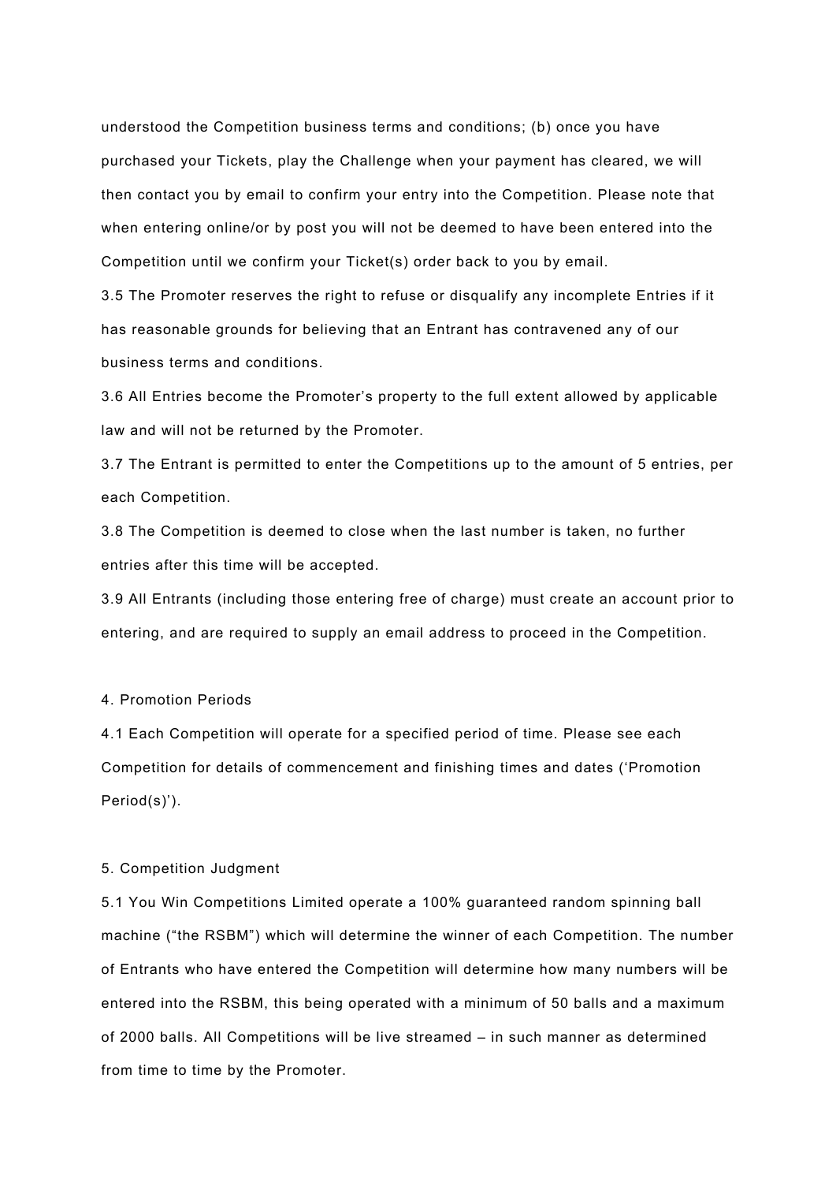understood the Competition business terms and conditions; (b) once you have purchased your Tickets, play the Challenge when your payment has cleared, we will then contact you by email to confirm your entry into the Competition. Please note that when entering online/or by post you will not be deemed to have been entered into the Competition until we confirm your Ticket(s) order back to you by email.

3.5 The Promoter reserves the right to refuse or disqualify any incomplete Entries if it has reasonable grounds for believing that an Entrant has contravened any of our business terms and conditions.

3.6 All Entries become the Promoter's property to the full extent allowed by applicable law and will not be returned by the Promoter.

3.7 The Entrant is permitted to enter the Competitions up to the amount of 5 entries, per each Competition.

3.8 The Competition is deemed to close when the last number is taken, no further entries after this time will be accepted.

3.9 All Entrants (including those entering free of charge) must create an account prior to entering, and are required to supply an email address to proceed in the Competition.

## 4. Promotion Periods

4.1 Each Competition will operate for a specified period of time. Please see each Competition for details of commencement and finishing times and dates ('Promotion Period(s)').

## 5. Competition Judgment

5.1 You Win Competitions Limited operate a 100% guaranteed random spinning ball machine ("the RSBM") which will determine the winner of each Competition. The number of Entrants who have entered the Competition will determine how many numbers will be entered into the RSBM, this being operated with a minimum of 50 balls and a maximum of 2000 balls. All Competitions will be live streamed – in such manner as determined from time to time by the Promoter.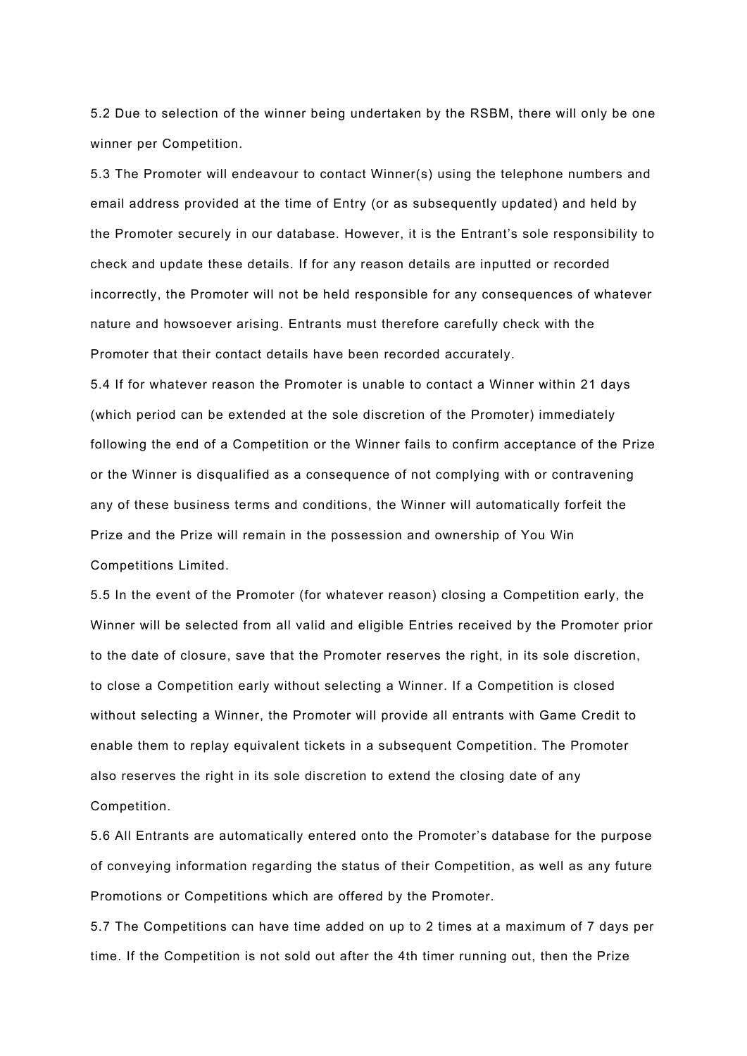5.2 Due to selection of the winner being undertaken by the RSBM, there will only be one winner per Competition.

5.3 The Promoter will endeavour to contact Winner(s) using the telephone numbers and email address provided at the time of Entry (or as subsequently updated) and held by the Promoter securely in our database. However, it is the Entrant's sole responsibility to check and update these details. If for any reason details are inputted or recorded incorrectly, the Promoter will not be held responsible for any consequences of whatever nature and howsoever arising. Entrants must therefore carefully check with the Promoter that their contact details have been recorded accurately.

5.4 If for whatever reason the Promoter is unable to contact a Winner within 21 days (which period can be extended at the sole discretion of the Promoter) immediately following the end of a Competition or the Winner fails to confirm acceptance of the Prize or the Winner is disqualified as a consequence of not complying with or contravening any of these business terms and conditions, the Winner will automatically forfeit the Prize and the Prize will remain in the possession and ownership of You Win Competitions Limited.

5.5 In the event of the Promoter (for whatever reason) closing a Competition early, the Winner will be selected from all valid and eligible Entries received by the Promoter prior to the date of closure, save that the Promoter reserves the right, in its sole discretion, to close a Competition early without selecting a Winner. If a Competition is closed without selecting a Winner, the Promoter will provide all entrants with Game Credit to enable them to replay equivalent tickets in a subsequent Competition. The Promoter also reserves the right in its sole discretion to extend the closing date of any Competition.

5.6 All Entrants are automatically entered onto the Promoter's database for the purpose of conveying information regarding the status of their Competition, as well as any future Promotions or Competitions which are offered by the Promoter.

5.7 The Competitions can have time added on up to 2 times at a maximum of 7 days per time. If the Competition is not sold out after the 4th timer running out, then the Prize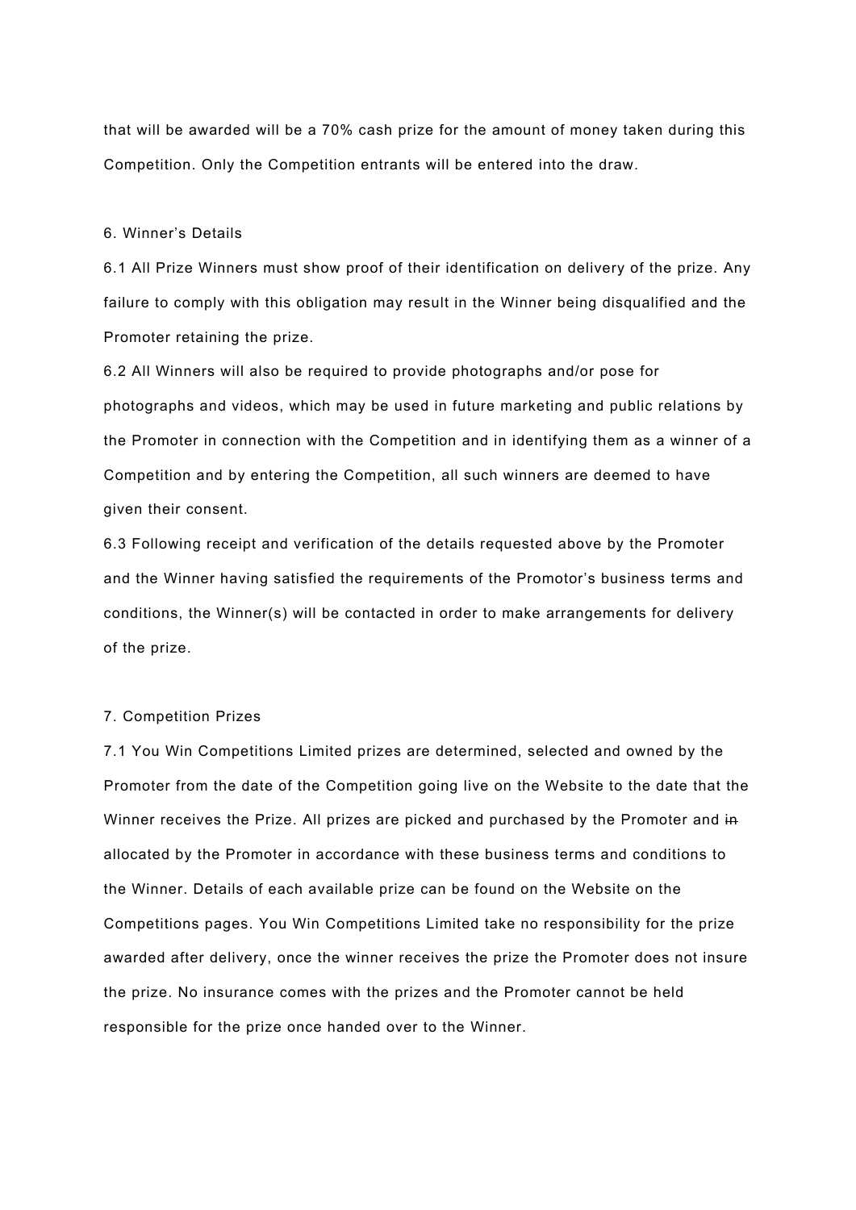that will be awarded will be a 70% cash prize for the amount of money taken during this Competition. Only the Competition entrants will be entered into the draw.

6. Winner's Details

6.1 All Prize Winners must show proof of their identification on delivery of the prize. Any failure to comply with this obligation may result in the Winner being disqualified and the Promoter retaining the prize.

6.2 All Winners will also be required to provide photographs and/or pose for photographs and videos, which may be used in future marketing and public relations by the Promoter in connection with the Competition and in identifying them as a winner of a Competition and by entering the Competition, all such winners are deemed to have given their consent.

6.3 Following receipt and verification of the details requested above by the Promoter and the Winner having satisfied the requirements of the Promotor's business terms and conditions, the Winner(s) will be contacted in order to make arrangements for delivery of the prize.

7. Competition Prizes

7.1 You Win Competitions Limited prizes are determined, selected and owned by the Promoter from the date of the Competition going live on the Website to the date that the Winner receives the Prize. All prizes are picked and purchased by the Promoter and ~~in~~ allocated by the Promoter in accordance with these business terms and conditions to the Winner. Details of each available prize can be found on the Website on the Competitions pages. You Win Competitions Limited take no responsibility for the prize awarded after delivery, once the winner receives the prize the Promoter does not insure the prize. No insurance comes with the prizes and the Promoter cannot be held responsible for the prize once handed over to the Winner.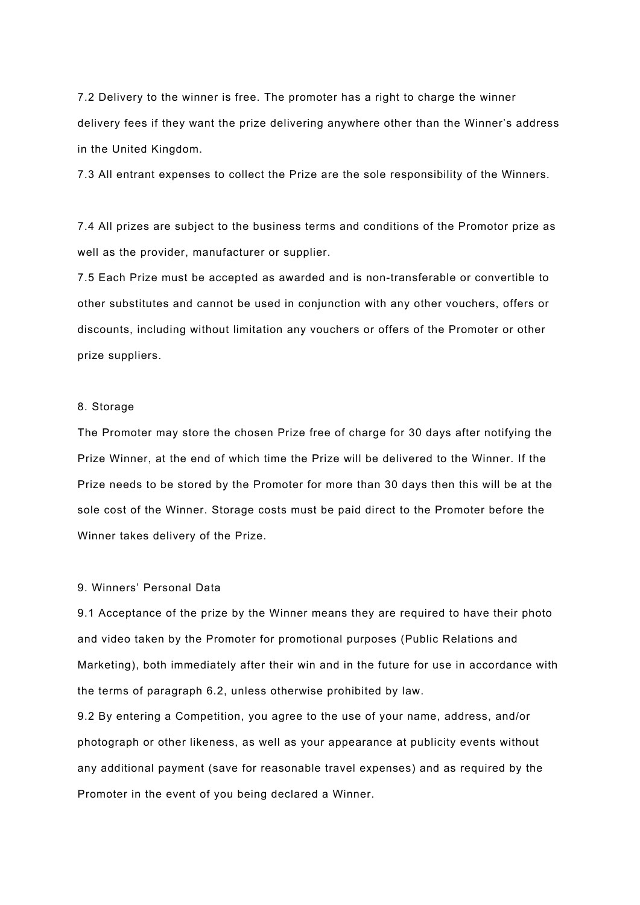7.2 Delivery to the winner is free. The promoter has a right to charge the winner delivery fees if they want the prize delivering anywhere other than the Winner's address in the United Kingdom.

7.3 All entrant expenses to collect the Prize are the sole responsibility of the Winners.

7.4 All prizes are subject to the business terms and conditions of the Promotor prize as well as the provider, manufacturer or supplier.

7.5 Each Prize must be accepted as awarded and is non-transferable or convertible to other substitutes and cannot be used in conjunction with any other vouchers, offers or discounts, including without limitation any vouchers or offers of the Promoter or other prize suppliers.

8. Storage

The Promoter may store the chosen Prize free of charge for 30 days after notifying the Prize Winner, at the end of which time the Prize will be delivered to the Winner. If the Prize needs to be stored by the Promoter for more than 30 days then this will be at the sole cost of the Winner. Storage costs must be paid direct to the Promoter before the Winner takes delivery of the Prize.

9. Winners' Personal Data

9.1 Acceptance of the prize by the Winner means they are required to have their photo and video taken by the Promoter for promotional purposes (Public Relations and Marketing), both immediately after their win and in the future for use in accordance with the terms of paragraph 6.2, unless otherwise prohibited by law.

9.2 By entering a Competition, you agree to the use of your name, address, and/or photograph or other likeness, as well as your appearance at publicity events without any additional payment (save for reasonable travel expenses) and as required by the Promoter in the event of you being declared a Winner.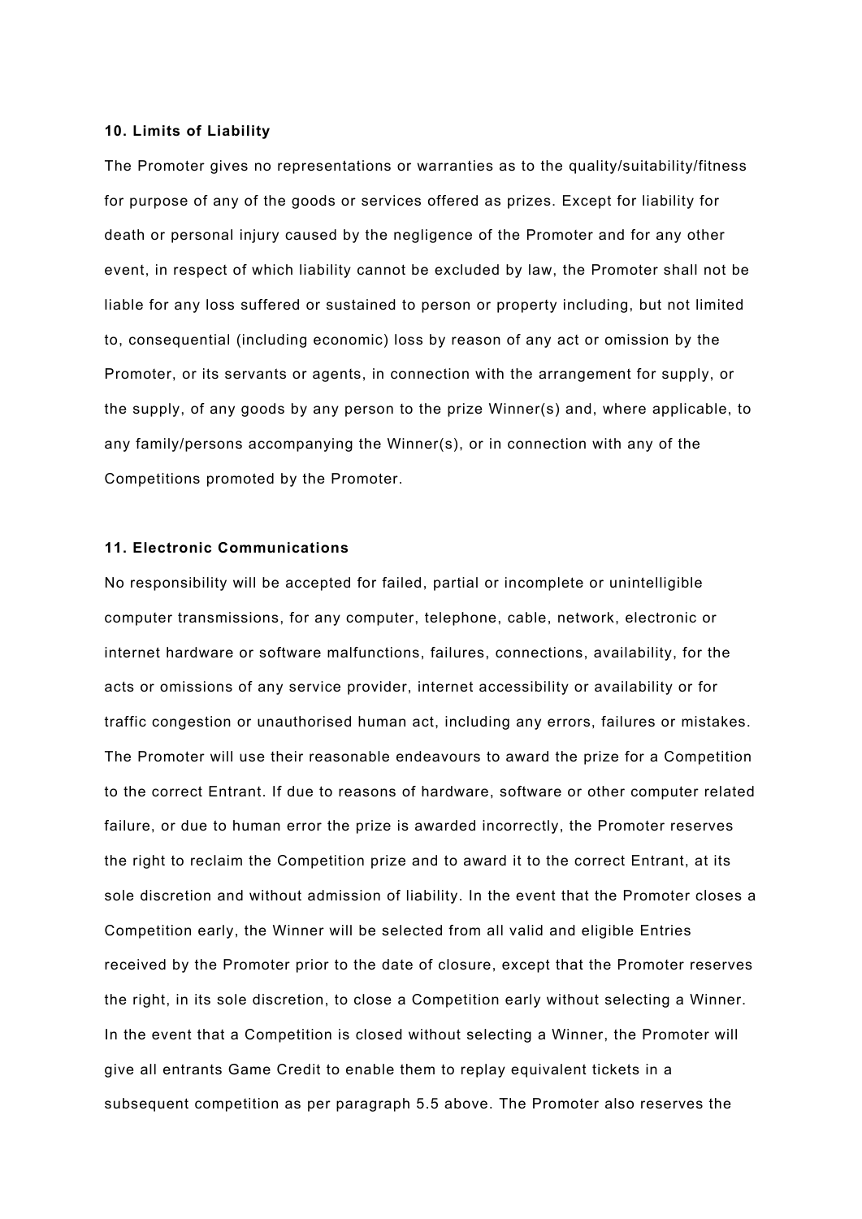**10. Limits of Liability**

The Promoter gives no representations or warranties as to the quality/suitability/fitness for purpose of any of the goods or services offered as prizes. Except for liability for death or personal injury caused by the negligence of the Promoter and for any other event, in respect of which liability cannot be excluded by law, the Promoter shall not be liable for any loss suffered or sustained to person or property including, but not limited to, consequential (including economic) loss by reason of any act or omission by the Promoter, or its servants or agents, in connection with the arrangement for supply, or the supply, of any goods by any person to the prize Winner(s) and, where applicable, to any family/persons accompanying the Winner(s), or in connection with any of the Competitions promoted by the Promoter.

**11. Electronic Communications**

No responsibility will be accepted for failed, partial or incomplete or unintelligible computer transmissions, for any computer, telephone, cable, network, electronic or internet hardware or software malfunctions, failures, connections, availability, for the acts or omissions of any service provider, internet accessibility or availability or for traffic congestion or unauthorised human act, including any errors, failures or mistakes. The Promoter will use their reasonable endeavours to award the prize for a Competition to the correct Entrant. If due to reasons of hardware, software or other computer related failure, or due to human error the prize is awarded incorrectly, the Promoter reserves the right to reclaim the Competition prize and to award it to the correct Entrant, at its sole discretion and without admission of liability. In the event that the Promoter closes a Competition early, the Winner will be selected from all valid and eligible Entries received by the Promoter prior to the date of closure, except that the Promoter reserves the right, in its sole discretion, to close a Competition early without selecting a Winner. In the event that a Competition is closed without selecting a Winner, the Promoter will give all entrants Game Credit to enable them to replay equivalent tickets in a subsequent competition as per paragraph 5.5 above. The Promoter also reserves the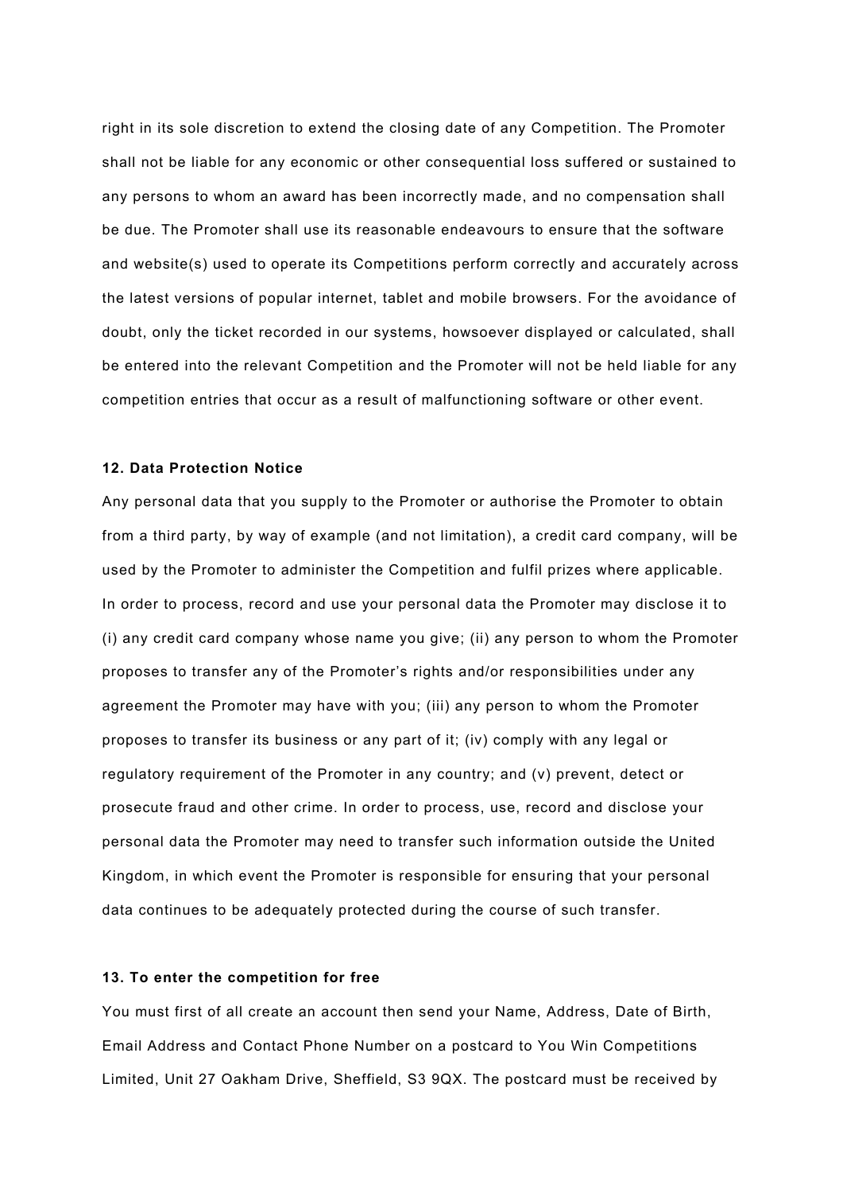right in its sole discretion to extend the closing date of any Competition. The Promoter shall not be liable for any economic or other consequential loss suffered or sustained to any persons to whom an award has been incorrectly made, and no compensation shall be due. The Promoter shall use its reasonable endeavours to ensure that the software and website(s) used to operate its Competitions perform correctly and accurately across the latest versions of popular internet, tablet and mobile browsers. For the avoidance of doubt, only the ticket recorded in our systems, howsoever displayed or calculated, shall be entered into the relevant Competition and the Promoter will not be held liable for any competition entries that occur as a result of malfunctioning software or other event.

**12. Data Protection Notice**

Any personal data that you supply to the Promoter or authorise the Promoter to obtain from a third party, by way of example (and not limitation), a credit card company, will be used by the Promoter to administer the Competition and fulfil prizes where applicable. In order to process, record and use your personal data the Promoter may disclose it to (i) any credit card company whose name you give; (ii) any person to whom the Promoter proposes to transfer any of the Promoter's rights and/or responsibilities under any agreement the Promoter may have with you; (iii) any person to whom the Promoter proposes to transfer its business or any part of it; (iv) comply with any legal or regulatory requirement of the Promoter in any country; and (v) prevent, detect or prosecute fraud and other crime. In order to process, use, record and disclose your personal data the Promoter may need to transfer such information outside the United Kingdom, in which event the Promoter is responsible for ensuring that your personal data continues to be adequately protected during the course of such transfer.

**13. To enter the competition for free**

You must first of all create an account then send your Name, Address, Date of Birth, Email Address and Contact Phone Number on a postcard to You Win Competitions Limited, Unit 27 Oakham Drive, Sheffield, S3 9QX. The postcard must be received by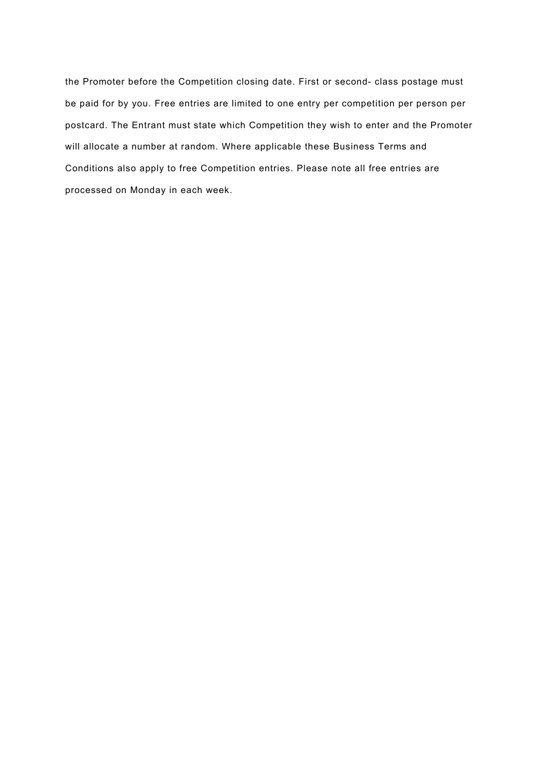the Promoter before the Competition closing date. First or second- class postage must be paid for by you. Free entries are limited to one entry per competition per person per postcard. The Entrant must state which Competition they wish to enter and the Promoter will allocate a number at random. Where applicable these Business Terms and Conditions also apply to free Competition entries. Please note all free entries are processed on Monday in each week.